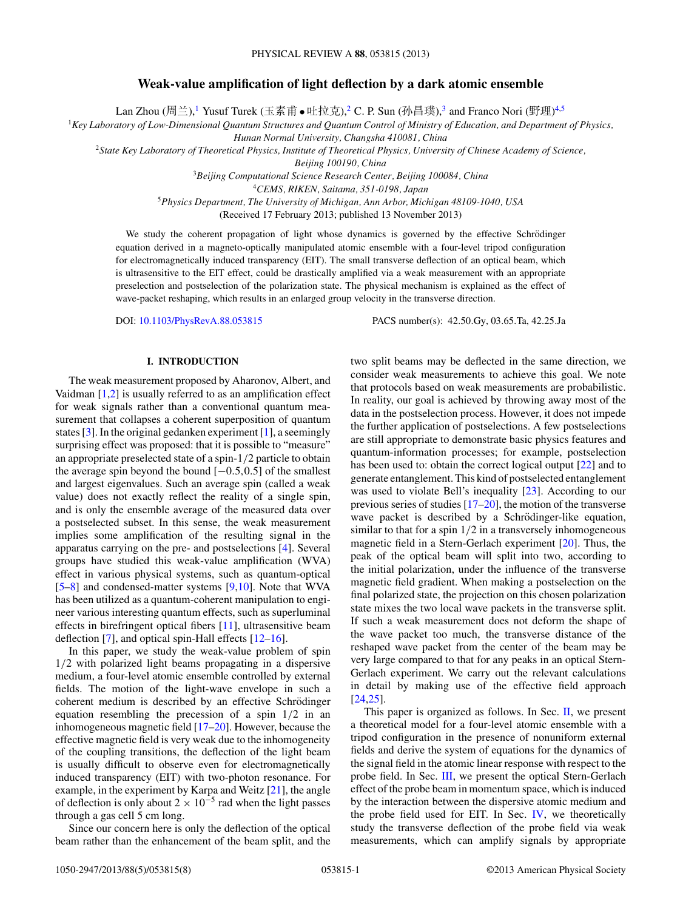# Weak-value amplification of light deflection by a dark atomic ensemble

Lan Zhou (周兰),[1] Yusuf Turek (玉素甫•吐拉克),[2] C. P. Sun (孙昌璞),[3] and Franco Nori (野理)[4,5]

[1]*Key Laboratory of Low-Dimensional Quantum Structures and Quantum Control of Ministry of Education, and Department of Physics, Hunan Normal University, Changsha 410081, China*

[2]*State Key Laboratory of Theoretical Physics, Institute of Theoretical Physics, University of Chinese Academy of Science, Beijing 100190, China*

[3]*Beijing Computational Science Research Center, Beijing 100084, China*

[4]*CEMS, RIKEN, Saitama, 351-0198, Japan*

[5]*Physics Department, The University of Michigan, Ann Arbor, Michigan 48109-1040, USA*

(Received 17 February 2013; published 13 November 2013)

We study the coherent propagation of light whose dynamics is governed by the effective Schrödinger equation derived in a magneto-optically manipulated atomic ensemble with a four-level tripod configuration for electromagnetically induced transparency (EIT). The small transverse deflection of an optical beam, which is ultrasensitive to the EIT effect, could be drastically amplified via a weak measurement with an appropriate preselection and postselection of the polarization state. The physical mechanism is explained as the effect of wave-packet reshaping, which results in an enlarged group velocity in the transverse direction.

DOI: 10.1103/PhysRevA.88.053815 PACS number(s): 42.50.Gy, 03.65.Ta, 42.25.Ja

## I. INTRODUCTION

The weak measurement proposed by Aharonov, Albert, and Vaidman [1,2] is usually referred to as an amplification effect for weak signals rather than a conventional quantum measurement that collapses a coherent superposition of quantum states [3]. In the original gedanken experiment [1], a seemingly surprising effect was proposed: that it is possible to "measure" an appropriate preselected state of a spin-1/2 particle to obtain the average spin beyond the bound $[-0.5,0.5]$ of the smallest and largest eigenvalues. Such an average spin (called a weak value) does not exactly reflect the reality of a single spin, and is only the ensemble average of the measured data over a postselected subset. In this sense, the weak measurement implies some amplification of the resulting signal in the apparatus carrying on the pre- and postselections [4]. Several groups have studied this weak-value amplification (WVA) effect in various physical systems, such as quantum-optical [5–8] and condensed-matter systems [9,10]. Note that WVA has been utilized as a quantum-coherent manipulation to engineer various interesting quantum effects, such as superluminal effects in birefringent optical fibers [11], ultrasensitive beam deflection [7], and optical spin-Hall effects [12–16].

In this paper, we study the weak-value problem of spin 1/2 with polarized light beams propagating in a dispersive medium, a four-level atomic ensemble controlled by external fields. The motion of the light-wave envelope in such a coherent medium is described by an effective Schrödinger equation resembling the precession of a spin 1/2 in an inhomogeneous magnetic field [17–20]. However, because the effective magnetic field is very weak due to the inhomogeneity of the coupling transitions, the deflection of the light beam is usually difficult to observe even for electromagnetically induced transparency (EIT) with two-photon resonance. For example, in the experiment by Karpa and Weitz [21], the angle of deflection is only about $2 \times 10^{-5}$ rad when the light passes through a gas cell 5 cm long.

Since our concern here is only the deflection of the optical beam rather than the enhancement of the beam split, and the two split beams may be deflected in the same direction, we consider weak measurements to achieve this goal. We note that protocols based on weak measurements are probabilistic. In reality, our goal is achieved by throwing away most of the data in the postselection process. However, it does not impede the further application of postselections. A few postselections are still appropriate to demonstrate basic physics features and quantum-information processes; for example, postselection has been used to: obtain the correct logical output [22] and to generate entanglement. This kind of postselected entanglement was used to violate Bell's inequality [23]. According to our previous series of studies [17–20], the motion of the transverse wave packet is described by a Schrödinger-like equation, similar to that for a spin 1/2 in a transversely inhomogeneous magnetic field in a Stern-Gerlach experiment [20]. Thus, the peak of the optical beam will split into two, according to the initial polarization, under the influence of the transverse magnetic field gradient. When making a postselection on the final polarized state, the projection on this chosen polarization state mixes the two local wave packets in the transverse split. If such a weak measurement does not deform the shape of the wave packet too much, the transverse distance of the reshaped wave packet from the center of the beam may be very large compared to that for any peaks in an optical Stern-Gerlach experiment. We carry out the relevant calculations in detail by making use of the effective field approach [24,25].

This paper is organized as follows. In Sec. II, we present a theoretical model for a four-level atomic ensemble with a tripod configuration in the presence of nonuniform external fields and derive the system of equations for the dynamics of the signal field in the atomic linear response with respect to the probe field. In Sec. III, we present the optical Stern-Gerlach effect of the probe beam in momentum space, which is induced by the interaction between the dispersive atomic medium and the probe field used for EIT. In Sec. IV, we theoretically study the transverse deflection of the probe field via weak measurements, which can amplify signals by appropriate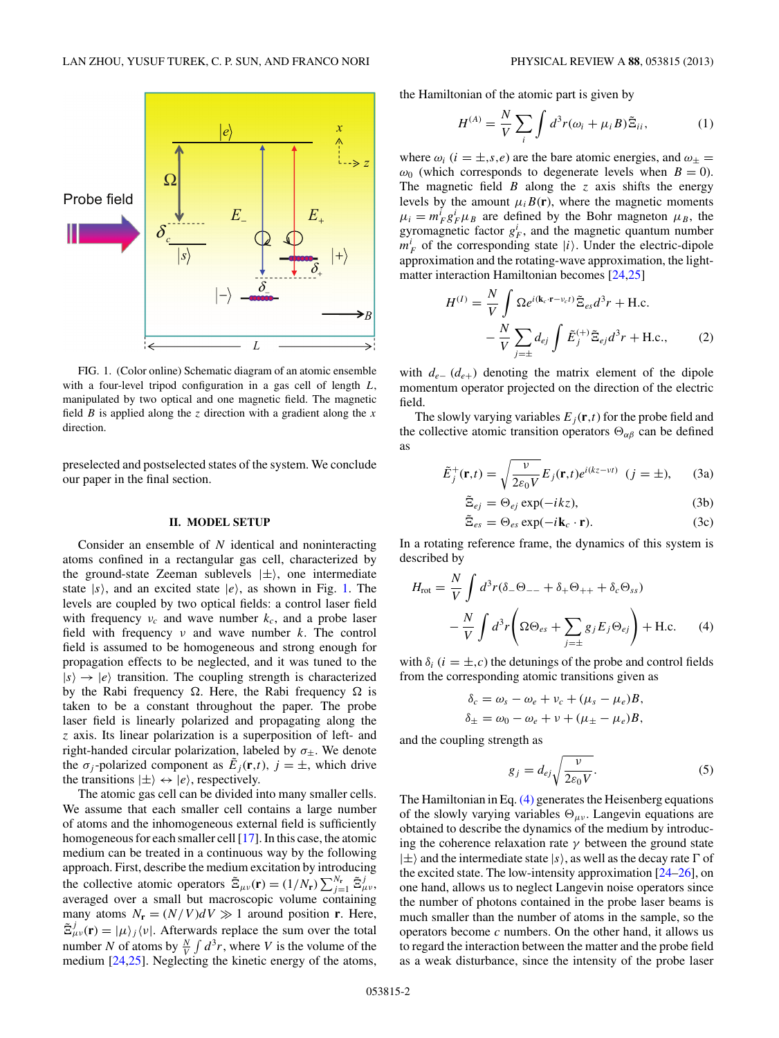FIG. 1. (Color online) Schematic diagram of an atomic ensemble with a four-level tripod configuration in a gas cell of length $L$, manipulated by two optical and one magnetic field. The magnetic field $B$ is applied along the $z$ direction with a gradient along the $x$ direction.

preselected and postselected states of the system. We conclude our paper in the final section.

## II. MODEL SETUP

Consider an ensemble of $N$ identical and noninteracting atoms confined in a rectangular gas cell, characterized by the ground-state Zeeman sublevels $|\pm\rangle$, one intermediate state $|s\rangle$, and an excited state $|e\rangle$, as shown in Fig. 1. The levels are coupled by two optical fields: a control laser field with frequency $\nu_c$ and wave number $k_c$, and a probe laser field with frequency $\nu$ and wave number $k$. The control field is assumed to be homogeneous and strong enough for propagation effects to be neglected, and it was tuned to the $|s\rangle \to |e\rangle$ transition. The coupling strength is characterized by the Rabi frequency $\Omega$. Here, the Rabi frequency $\Omega$ is taken to be a constant throughout the paper. The probe laser field is linearly polarized and propagating along the $z$ axis. Its linear polarization is a superposition of left- and right-handed circular polarization, labeled by $\sigma_\pm$. We denote the $\sigma_j$-polarized component as $\tilde{E}_j(\mathbf{r},t)$, $j=\pm$, which drive the transitions $|\pm\rangle \leftrightarrow |e\rangle$, respectively.

The atomic gas cell can be divided into many smaller cells. We assume that each smaller cell contains a large number of atoms and the inhomogeneous external field is sufficiently homogeneous for each smaller cell [17]. In this case, the atomic medium can be treated in a continuous way by the following approach. First, describe the medium excitation by introducing the collective atomic operators $\tilde{\Xi}_{\mu\nu}(\mathbf{r}) = (1/N_\mathbf{r})\sum_{j=1}^{N_\mathbf{r}} \tilde{\Xi}^j_{\mu\nu}$, averaged over a small but macroscopic volume containing many atoms $N_\mathbf{r} = (N/V)dV \gg 1$ around position $\mathbf{r}$. Here, $\tilde{\Xi}^j_{\mu\nu}(\mathbf{r}) = |\mu\rangle_j\langle\nu|$. Afterwards replace the sum over the total number $N$ of atoms by $\frac{N}{V}\int d^3r$, where $V$ is the volume of the medium [24,25]. Neglecting the kinetic energy of the atoms, the Hamiltonian of the atomic part is given by

$$H^{(A)} = \frac{N}{V}\sum_i \int d^3r(\omega_i + \mu_i B)\tilde{\Xi}_{ii}, \tag{1}$$

where $\omega_i$ ($i=\pm,s,e$) are the bare atomic energies, and $\omega_\pm = \omega_0$ (which corresponds to degenerate levels when $B=0$). The magnetic field $B$ along the $z$ axis shifts the energy levels by the amount $\mu_i B(\mathbf{r})$, where the magnetic moments $\mu_i = m_F^i g_F^i \mu_B$ are defined by the Bohr magneton $\mu_B$, the gyromagnetic factor $g_F^i$, and the magnetic quantum number $m_F^i$ of the corresponding state $|i\rangle$. Under the electric-dipole approximation and the rotating-wave approximation, the light-matter interaction Hamiltonian becomes [24,25]

$$\begin{aligned} H^{(I)} = {} & \frac{N}{V}\int \Omega e^{i(\mathbf{k}_c\cdot\mathbf{r}-\nu_c t)}\tilde{\Xi}_{es}d^3r + \text{H.c.} \\ & - \frac{N}{V}\sum_{j=\pm} d_{ej}\int \tilde{E}_j^{(+)}\tilde{\Xi}_{ej}d^3r + \text{H.c.}, \end{aligned} \tag{2}$$

with $d_{e-}$ ($d_{e+}$) denoting the matrix element of the dipole momentum operator projected on the direction of the electric field.

The slowly varying variables $E_j(\mathbf{r},t)$ for the probe field and the collective atomic transition operators $\Theta_{\alpha\beta}$ can be defined as

$$\tilde{E}_j^+(\mathbf{r},t) = \sqrt{\frac{\nu}{2\varepsilon_0 V}}E_j(\mathbf{r},t)e^{i(kz-\nu t)} \quad (j=\pm), \tag{3a}$$

$$\tilde{\Xi}_{ej} = \Theta_{ej}\exp(-ikz), \tag{3b}$$

$$\tilde{\Xi}_{es} = \Theta_{es}\exp(-i\mathbf{k}_c\cdot\mathbf{r}). \tag{3c}$$

In a rotating reference frame, the dynamics of this system is described by

$$\begin{aligned} H_{\text{rot}} = {} & \frac{N}{V}\int d^3r(\delta_-\Theta_{--} + \delta_+\Theta_{++} + \delta_c\Theta_{ss}) \\ & - \frac{N}{V}\int d^3r\left(\Omega\Theta_{es} + \sum_{j=\pm} g_j E_j\Theta_{ej}\right) + \text{H.c.} \end{aligned} \tag{4}$$

with $\delta_i$ ($i=\pm,c$) the detunings of the probe and control fields from the corresponding atomic transitions given as

$$\delta_c = \omega_s - \omega_e + \nu_c + (\mu_s - \mu_e)B,$$
$$\delta_\pm = \omega_0 - \omega_e + \nu + (\mu_\pm - \mu_e)B,$$

and the coupling strength as

$$g_j = d_{ej}\sqrt{\frac{\nu}{2\varepsilon_0 V}}. \tag{5}$$

The Hamiltonian in Eq. (4) generates the Heisenberg equations of the slowly varying variables $\Theta_{\mu\nu}$. Langevin equations are obtained to describe the dynamics of the medium by introducing the coherence relaxation rate $\gamma$ between the ground state $|\pm\rangle$ and the intermediate state $|s\rangle$, as well as the decay rate $\Gamma$ of the excited state. The low-intensity approximation [24–26], on one hand, allows us to neglect Langevin noise operators since the number of photons contained in the probe laser beams is much smaller than the number of atoms in the sample, so the operators become $c$ numbers. On the other hand, it allows us to regard the interaction between the matter and the probe field as a weak disturbance, since the intensity of the probe laser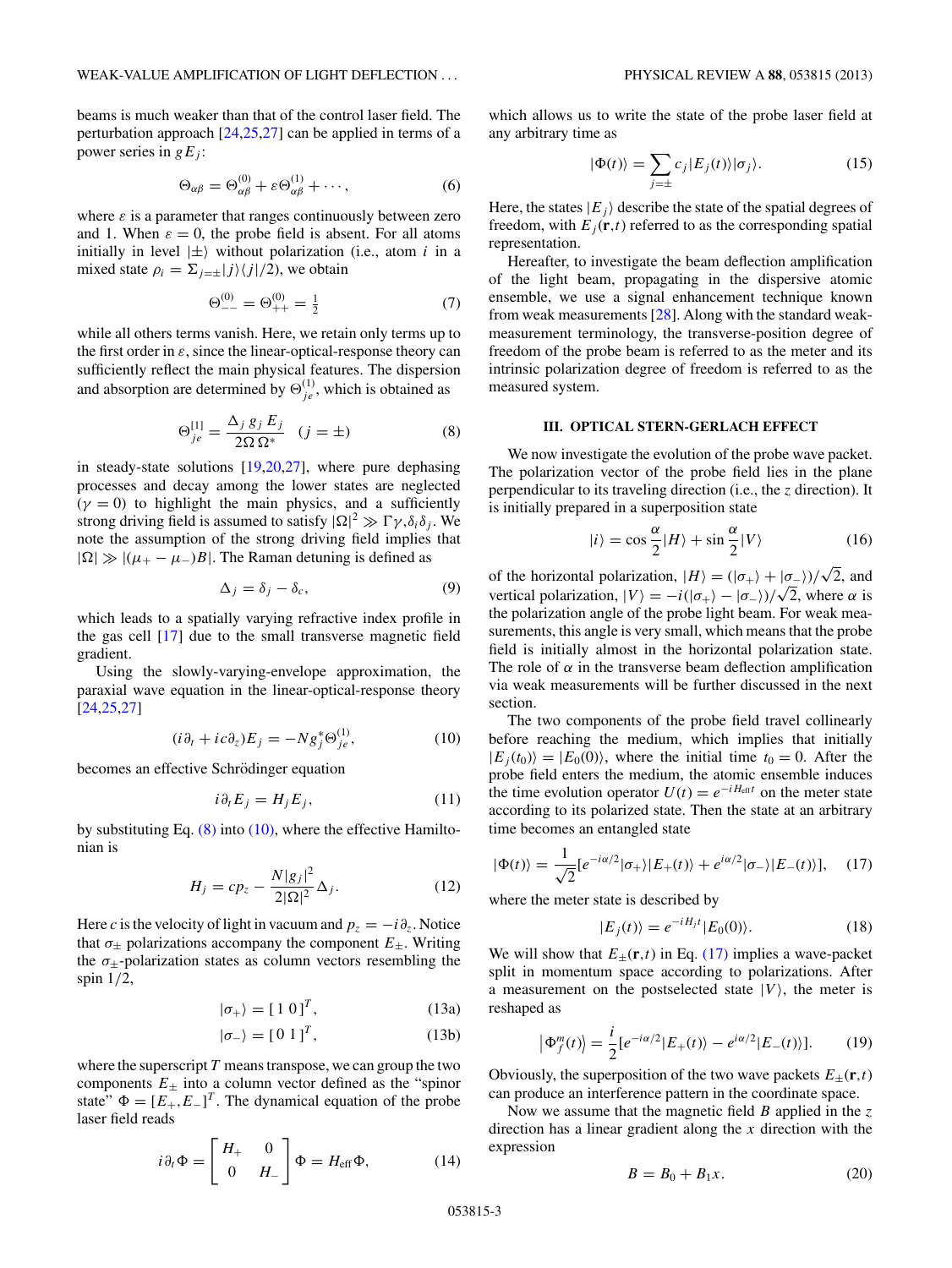beams is much weaker than that of the control laser field. The perturbation approach [24,25,27] can be applied in terms of a power series in $gE_j$:

$$\Theta_{\alpha\beta} = \Theta_{\alpha\beta}^{(0)} + \varepsilon\Theta_{\alpha\beta}^{(1)} + \cdots, \tag{6}$$

where $\varepsilon$ is a parameter that ranges continuously between zero and 1. When $\varepsilon = 0$, the probe field is absent. For all atoms initially in level $|\pm\rangle$ without polarization (i.e., atom $i$ in a mixed state $\rho_i = \Sigma_{j=\pm}|j\rangle\langle j|/2$), we obtain

$$\Theta_{--}^{(0)} = \Theta_{++}^{(0)} = \tfrac{1}{2} \tag{7}$$

while all others terms vanish. Here, we retain only terms up to the first order in $\varepsilon$, since the linear-optical-response theory can sufficiently reflect the main physical features. The dispersion and absorption are determined by $\Theta_{je}^{(1)}$, which is obtained as

$$\Theta_{je}^{[1]} = \frac{\Delta_j\, g_j\, E_j}{2\Omega\,\Omega^*} \quad (j = \pm) \tag{8}$$

in steady-state solutions [19,20,27], where pure dephasing processes and decay among the lower states are neglected ($\gamma = 0$) to highlight the main physical features, and a sufficiently strong driving field is assumed to satisfy $|\Omega|^2 \gg \Gamma\gamma, \delta_i\delta_j$. We note the assumption of the strong driving field implies that $|\Omega| \gg |(\mu_+ - \mu_-)B|$. The Raman detuning is defined as

$$\Delta_j = \delta_j - \delta_c, \tag{9}$$

which leads to a spatially varying refractive index profile in the gas cell [17] due to the small transverse magnetic field gradient.

Using the slowly-varying-envelope approximation, the paraxial wave equation in the linear-optical-response theory [24,25,27]

$$(i\partial_t + ic\partial_z)E_j = -Ng_j^*\Theta_{je}^{(1)}, \tag{10}$$

becomes an effective Schrödinger equation

$$i\partial_t E_j = H_j E_j, \tag{11}$$

by substituting Eq. (8) into (10), where the effective Hamiltonian is

$$H_j = cp_z - \frac{N|g_j|^2}{2|\Omega|^2}\Delta_j. \tag{12}$$

Here $c$ is the velocity of light in vacuum and $p_z = -i\partial_z$. Notice that $\sigma_\pm$ polarizations accompany the component $E_\pm$. Writing the $\sigma_\pm$-polarization states as column vectors resembling the spin 1/2,

$$|\sigma_+\rangle = [\,1\ 0\,]^T, \tag{13a}$$

$$|\sigma_-\rangle = [\,0\ 1\,]^T, \tag{13b}$$

where the superscript $T$ means transpose, we can group the two components $E_\pm$ into a column vector defined as the "spinor state" $\Phi = [E_+, E_-]^T$. The dynamical equation of the probe laser field reads

$$i\partial_t\Phi = \begin{bmatrix} H_+ & 0 \\ 0 & H_- \end{bmatrix}\Phi = H_{\text{eff}}\Phi, \tag{14}$$

which allows us to write the state of the probe laser field at any arbitrary time as

$$|\Phi(t)\rangle = \sum_{j=\pm} c_j|E_j(t)\rangle|\sigma_j\rangle. \tag{15}$$

Here, the states $|E_j\rangle$ describe the state of the spatial degrees of freedom, with $E_j(\mathbf{r},t)$ referred to as the corresponding spatial representation.

Hereafter, to investigate the beam deflection amplification of the light beam, propagating in the dispersive atomic ensemble, we use a signal enhancement technique known from weak measurements [28]. Along with the standard weak-measurement terminology, the transverse-position degree of freedom of the probe beam is referred to as the meter and its intrinsic polarization degree of freedom is referred to as the measured system.

## III. OPTICAL STERN-GERLACH EFFECT

We now investigate the evolution of the probe wave packet. The polarization vector of the probe field lies in the plane perpendicular to its traveling direction (i.e., the $z$ direction). It is initially prepared in a superposition state

$$|i\rangle = \cos\frac{\alpha}{2}|H\rangle + \sin\frac{\alpha}{2}|V\rangle \tag{16}$$

of the horizontal polarization, $|H\rangle = (|\sigma_+\rangle + |\sigma_-\rangle)/\sqrt{2}$, and vertical polarization, $|V\rangle = -i(|\sigma_+\rangle - |\sigma_-\rangle)/\sqrt{2}$, where $\alpha$ is the polarization angle of the probe light beam. For weak measurements, this angle is very small, which means that the probe field is initially almost in the horizontal polarization state. The role of $\alpha$ in the transverse beam deflection amplification via weak measurements will be further discussed in the next section.

The two components of the probe field travel collinearly before reaching the medium, which implies that initially $|E_j(t_0)\rangle = |E_0(0)\rangle$, where the initial time $t_0 = 0$. After the probe field enters the medium, the atomic ensemble induces the time evolution operator $U(t) = e^{-iH_{\text{eff}}t}$ on the meter state according to its polarized state. Then the state at an arbitrary time becomes an entangled state

$$|\Phi(t)\rangle = \frac{1}{\sqrt{2}}[e^{-i\alpha/2}|\sigma_+\rangle|E_+(t)\rangle + e^{i\alpha/2}|\sigma_-\rangle|E_-(t)\rangle], \tag{17}$$

where the meter state is described by

$$|E_j(t)\rangle = e^{-iH_jt}|E_0(0)\rangle. \tag{18}$$

We will show that $E_\pm(\mathbf{r},t)$ in Eq. (17) implies a wave-packet split in momentum space according to polarizations. After a measurement on the postselected state $|V\rangle$, the meter is reshaped as

$$\left|\Phi_f^m(t)\right\rangle = \frac{i}{2}[e^{-i\alpha/2}|E_+(t)\rangle - e^{i\alpha/2}|E_-(t)\rangle]. \tag{19}$$

Obviously, the superposition of the two wave packets $E_\pm(\mathbf{r},t)$ can produce an interference pattern in the coordinate space.

Now we assume that the magnetic field $B$ applied in the $z$ direction has a linear gradient along the $x$ direction with the expression

$$B = B_0 + B_1x. \tag{20}$$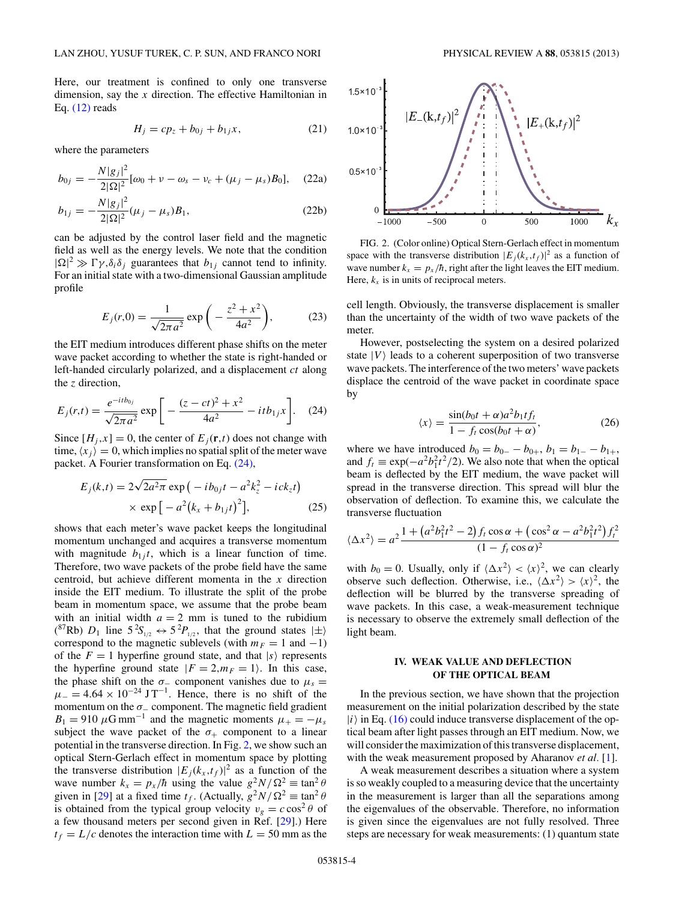Here, our treatment is confined to only one transverse dimension, say the $x$ direction. The effective Hamiltonian in Eq. (12) reads

$$H_j = cp_z + b_{0j} + b_{1j}x, \tag{21}$$

where the parameters

$$b_{0j} = -\frac{N|g_j|^2}{2|\Omega|^2}[\omega_0 + \nu - \omega_s - \nu_c + (\mu_j - \mu_s)B_0], \tag{22a}$$

$$b_{1j} = -\frac{N|g_j|^2}{2|\Omega|^2}(\mu_j - \mu_s)B_1, \tag{22b}$$

can be adjusted by the control laser field and the magnetic field as well as the energy levels. We note that the condition $|\Omega|^2 \gg \Gamma\gamma, \delta_i\delta_j$ guarantees that $b_{1j}$ cannot tend to infinity. For an initial state with a two-dimensional Gaussian amplitude profile

$$E_j(r,0) = \frac{1}{\sqrt{2\pi a^2}}\exp\left(-\frac{z^2 + x^2}{4a^2}\right), \tag{23}$$

the EIT medium introduces different phase shifts on the meter wave packet according to whether the state is right-handed or left-handed circularly polarized, and a displacement $ct$ along the $z$ direction,

$$E_j(r,t) = \frac{e^{-itb_{0j}}}{\sqrt{2\pi a^2}}\exp\left[-\frac{(z-ct)^2 + x^2}{4a^2} - itb_{1j}x\right]. \tag{24}$$

Since $[H_j, x] = 0$, the center of $E_j(\mathbf{r},t)$ does not change with time, $\langle x_j \rangle = 0$, which implies no spatial split of the meter wave packet. A Fourier transformation on Eq. (24),

$$E_j(k,t) = 2\sqrt{2a^2\pi}\exp\left(-ib_{0j}t - a^2k_z^2 - ick_zt\right) \times \exp\left[-a^2\left(k_x + b_{1j}t\right)^2\right], \tag{25}$$

shows that each meter's wave packet keeps the longitudinal momentum unchanged and acquires a transverse momentum with magnitude $b_{1j}t$, which is a linear function of time. Therefore, two wave packets of the probe field have the same centroid, but achieve different momenta in the $x$ direction inside the EIT medium. To illustrate the split of the probe beam in momentum space, we assume that the probe beam with an initial width $a = 2$ mm is tuned to the rubidium ($^{87}$Rb) $D_1$ line $5\,^2S_{1/2} \leftrightarrow 5\,^2P_{1/2}$, that the ground states $|\pm\rangle$ correspond to the magnetic sublevels (with $m_F = 1$ and $-1$) of the $F = 1$ hyperfine ground state, and that $|s\rangle$ represents the hyperfine ground state $|F = 2, m_F = 1\rangle$. In this case, the phase shift on the $\sigma_-$ component vanishes due to $\mu_s = \mu_- = 4.64 \times 10^{-24}\ \mathrm{J\,T^{-1}}$. Hence, there is no shift of the momentum on the $\sigma_-$ component. The magnetic field gradient $B_1 = 910\ \mu\mathrm{G\,mm^{-1}}$ and the magnetic moments $\mu_+ = -\mu_s$ subject the wave packet of the $\sigma_+$ component to a linear potential in the transverse direction. In Fig. 2, we show such an optical Stern-Gerlach effect in momentum space by plotting the transverse distribution $|E_j(k_x,t_f)|^2$ as a function of the wave number $k_x = p_x/\hbar$ using the value $g^2N/\Omega^2 \equiv \tan^2\theta$ given in [29] at a fixed time $t_f$. (Actually, $g^2N/\Omega^2 \equiv \tan^2\theta$ is obtained from the typical group velocity $v_g = c\cos^2\theta$ of a few thousand meters per second given in Ref. [29].) Here $t_f = L/c$ denotes the interaction time with $L = 50$ mm as the cell length. Obviously, the transverse displacement is smaller than the uncertainty of the width of two wave packets of the meter.

FIG. 2. (Color online) Optical Stern-Gerlach effect in momentum space with the transverse distribution $|E_j(k_x,t_f)|^2$ as a function of wave number $k_x = p_x/\hbar$, right after the light leaves the EIT medium. Here, $k_x$ is in units of reciprocal meters.

However, postselecting the system on a desired polarized state $|V\rangle$ leads to a coherent superposition of two transverse wave packets. The interference of the two meters' wave packets displace the centroid of the wave packet in coordinate space by

$$\langle x \rangle = \frac{\sin(b_0t + \alpha)a^2b_1tf_t}{1 - f_t\cos(b_0t + \alpha)}, \tag{26}$$

where we have introduced $b_0 = b_{0-} - b_{0+}$, $b_1 = b_{1-} - b_{1+}$, and $f_t \equiv \exp(-a^2b_1^2t^2/2)$. We also note that when the optical beam is deflected by the EIT medium, the wave packet will spread in the transverse direction. This spread will blur the observation of deflection. To examine this, we calculate the transverse fluctuation

$$\langle \Delta x^2 \rangle = a^2\frac{1 + \left(a^2b_1^2t^2 - 2\right)f_t\cos\alpha + \left(\cos^2\alpha - a^2b_1^2t^2\right)f_t^2}{(1 - f_t\cos\alpha)^2}$$

with $b_0 = 0$. Usually, only if $\langle \Delta x^2 \rangle < \langle x \rangle^2$, we can clearly observe such deflection. Otherwise, i.e., $\langle \Delta x^2 \rangle > \langle x \rangle^2$, the deflection will be blurred by the transverse spreading of wave packets. In this case, a weak-measurement technique is necessary to observe the extremely small deflection of the light beam.

## IV. WEAK VALUE AND DEFLECTION OF THE OPTICAL BEAM

In the previous section, we have shown that the projection measurement on the initial polarization described by the state $|i\rangle$ in Eq. (16) could induce transverse displacement of the optical beam after light passes through an EIT medium. Now, we will consider the maximization of this transverse displacement, with the weak measurement proposed by Aharanov *et al.* [1].

A weak measurement describes a situation where a system is so weakly coupled to a measuring device that the uncertainty in the measurement is larger than all the separations among the eigenvalues of the observable. Therefore, no information is given since the eigenvalues are not fully resolved. Three steps are necessary for weak measurements: (1) quantum state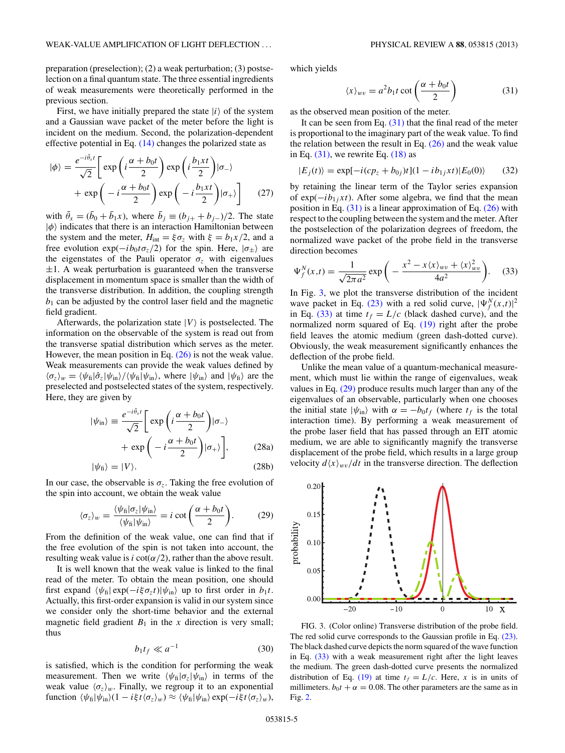preparation (preselection); (2) a weak perturbation; (3) postselection on a final quantum state. The three essential ingredients of weak measurements were theoretically performed in the previous section.

First, we have initially prepared the state $|i\rangle$ of the system and a Gaussian wave packet of the meter before the light is incident on the medium. Second, the polarization-dependent effective potential in Eq. (14) changes the polarized state as

$$|\phi\rangle = \frac{e^{-i\bar{\theta}_x t}}{\sqrt{2}}\left[\exp\left(i\frac{\alpha+b_0t}{2}\right)\exp\left(i\frac{b_1xt}{2}\right)|\sigma_-\rangle + \exp\left(-i\frac{\alpha+b_0t}{2}\right)\exp\left(-i\frac{b_1xt}{2}\right)|\sigma_+\rangle\right] \quad (27)$$

with $\bar{\theta}_x = (\bar{b}_0 + \bar{b}_1 x)$, where $\bar{b}_j \equiv (b_{j+} + b_{j-})/2$. The state $|\phi\rangle$ indicates that there is an interaction Hamiltonian between the system and the meter, $H_{\rm int} = \xi\sigma_z$ with $\xi = b_1x/2$, and a free evolution $\exp(-ib_0t\sigma_z/2)$ for the spin. Here, $|\sigma_\pm\rangle$ are the eigenstates of the Pauli operator $\sigma_z$ with eigenvalues $\pm 1$. A weak perturbation is guaranteed when the transverse displacement in momentum space is smaller than the width of the transverse distribution. In addition, the coupling strength $b_1$ can be adjusted by the control laser field and the magnetic field gradient.

Afterwards, the polarization state $|V\rangle$ is postselected. The information on the observable of the system is read out from the transverse spatial distribution which serves as the meter. However, the mean position in Eq. (26) is not the weak value. Weak measurements can provide the weak values defined by $\langle\sigma_z\rangle_w = \langle\psi_{\rm fi}|\hat{\sigma}_z|\psi_{\rm in}\rangle/\langle\psi_{\rm fi}|\psi_{\rm in}\rangle$, where $|\psi_{\rm in}\rangle$ and $|\psi_{\rm fi}\rangle$ are the preselected and postselected states of the system, respectively. Here, they are given by

$$|\psi_{\rm in}\rangle \equiv \frac{e^{-i\bar{\theta}_x t}}{\sqrt{2}}\left[\exp\left(i\frac{\alpha+b_0t}{2}\right)|\sigma_-\rangle + \exp\left(-i\frac{\alpha+b_0t}{2}\right)|\sigma_+\rangle\right], \quad (28a)$$

$$|\psi_{\rm fi}\rangle = |V\rangle. \quad (28b)$$

In our case, the observable is $\sigma_z$. Taking the free evolution of the spin into account, we obtain the weak value

$$\langle\sigma_z\rangle_w = \frac{\langle\psi_{\rm fi}|\sigma_z|\psi_{\rm in}\rangle}{\langle\psi_{\rm fi}|\psi_{\rm in}\rangle} = i\cot\left(\frac{\alpha+b_0t}{2}\right). \quad (29)$$

From the definition of the weak value, one can find that if the free evolution of the spin is not taken into account, the resulting weak value is $i\cot(\alpha/2)$, rather than the above result.

It is well known that the weak value is linked to the final read of the meter. To obtain the mean position, one should first expand $\langle\psi_{\rm fi}|\exp(-i\xi\sigma_z t)|\psi_{\rm in}\rangle$ up to first order in $b_1t$. Actually, this first-order expansion is valid in our system since we consider only the short-time behavior and the external magnetic field gradient $B_1$ in the $x$ direction is very small; thus

$$b_1t_f \ll a^{-1} \quad (30)$$

is satisfied, which is the condition for performing the weak measurement. Then we write $\langle\psi_{\rm fi}|\sigma_z|\psi_{\rm in}\rangle$ in terms of the weak value $\langle\sigma_z\rangle_w$. Finally, we regroup it to an exponential function $\langle\psi_{\rm fi}|\psi_{\rm in}\rangle(1 - i\xi t\langle\sigma_z\rangle_w) \approx \langle\psi_{\rm fi}|\psi_{\rm in}\rangle\exp(-i\xi t\langle\sigma_z\rangle_w)$, which yields

$$\langle x\rangle_{wv} = a^2b_1t\cot\left(\frac{\alpha+b_0t}{2}\right) \quad (31)$$

as the observed mean position of the meter.

It can be seen from Eq. (31) that the final read of the meter is proportional to the imaginary part of the weak value. To find the relation between the result in Eq. (26) and the weak value in Eq. (31), we rewrite Eq. (18) as

$$|E_j(t)\rangle = \exp[-i(cp_z + b_{0j})t](1 - ib_{1j}xt)|E_0(0)\rangle \quad (32)$$

by retaining the linear term of the Taylor series expansion of $\exp(-ib_{1j}xt)$. After some algebra, we find that the mean position in Eq. (31) is a linear approximation of Eq. (26) with respect to the coupling between the system and the meter. After the postselection of the polarization degrees of freedom, the normalized wave packet of the probe field in the transverse direction becomes

$$\Psi_f^N(x,t) = \frac{1}{\sqrt{2\pi a^2}}\exp\left(-\frac{x^2 - x\langle x\rangle_{wv} + \langle x\rangle_{wv}^2}{4a^2}\right). \quad (33)$$

In Fig. 3, we plot the transverse distribution of the incident wave packet in Eq. (23) with a red solid curve, $|\Psi_f^N(x,t)|^2$ in Eq. (33) at time $t_f = L/c$ (black dashed curve), and the normalized norm squared of Eq. (19) right after the probe field leaves the atomic medium (green dash-dotted curve). Obviously, the weak measurement significantly enhances the deflection of the probe field.

Unlike the mean value of a quantum-mechanical measurement, which must lie within the range of eigenvalues, weak values in Eq. (29) produce results much larger than any of the eigenvalues of an observable, particularly when one chooses the initial state $|\psi_{\rm in}\rangle$ with $\alpha = -b_0t_f$ (where $t_f$ is the total interaction time). By performing a weak measurement of the probe laser field that has passed through an EIT atomic medium, we are able to significantly magnify the transverse displacement of the probe field, which results in a large group velocity $d\langle x\rangle_{wv}/dt$ in the transverse direction. The deflection

FIG. 3. (Color online) Transverse distribution of the probe field. The red solid curve corresponds to the Gaussian profile in Eq. (23). The black dashed curve depicts the norm squared of the wave function in Eq. (33) with a weak measurement right after the light leaves the medium. The green dash-dotted curve presents the normalized distribution of Eq. (19) at time $t_f = L/c$. Here, $x$ is in units of millimeters. $b_0t + \alpha = 0.08$. The other parameters are the same as in Fig. 2.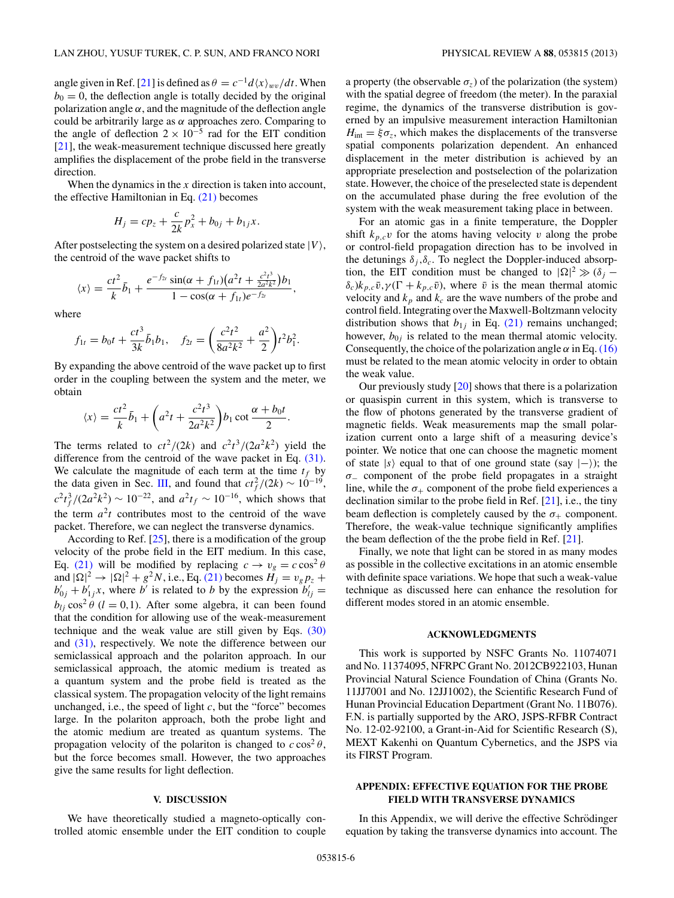angle given in Ref. [21] is defined as $\theta = c^{-1} d\langle x\rangle_{wv}/dt$. When $b_0 = 0$, the deflection angle is totally decided by the original polarization angle $\alpha$, and the magnitude of the deflection angle could be arbitrarily large as $\alpha$ approaches zero. Comparing to the angle of deflection $2\times 10^{-5}$ rad for the EIT condition [21], the weak-measurement technique discussed here greatly amplifies the displacement of the probe field in the transverse direction.

When the dynamics in the $x$ direction is taken into account, the effective Hamiltonian in Eq. (21) becomes

$$H_j = cp_z + \frac{c}{2k}p_x^2 + b_{0j} + b_{1j}x.$$

After postselecting the system on a desired polarized state $|V\rangle$, the centroid of the wave packet shifts to

$$\langle x\rangle = \frac{ct^2}{k}\bar{b}_1 + \frac{e^{-f_{2t}}\sin(\alpha + f_{1t})\left(a^2 t + \frac{c^2 t^3}{2a^2k^2}\right)b_1}{1 - \cos(\alpha + f_{1t})e^{-f_{2t}}},$$

where

$$f_{1t} = b_0 t + \frac{ct^3}{3k}\bar{b}_1 b_1, \quad f_{2t} = \left(\frac{c^2t^2}{8a^2k^2} + \frac{a^2}{2}\right)t^2 b_1^2.$$

By expanding the above centroid of the wave packet up to first order in the coupling between the system and the meter, we obtain

$$\langle x\rangle = \frac{ct^2}{k}\bar{b}_1 + \left(a^2 t + \frac{c^2t^3}{2a^2k^2}\right)b_1 \cot\frac{\alpha + b_0 t}{2}.$$

The terms related to $ct^2/(2k)$ and $c^2t^3/(2a^2k^2)$ yield the difference from the centroid of the wave packet in Eq. (31). We calculate the magnitude of each term at the time $t_f$ by the data given in Sec. III, and found that $ct_f^2/(2k) \sim 10^{-19}$, $c^2t_f^3/(2a^2k^2) \sim 10^{-22}$, and $a^2 t_f \sim 10^{-16}$, which shows that the term $a^2 t$ contributes most to the centroid of the wave packet. Therefore, we can neglect the transverse dynamics.

According to Ref. [25], there is a modification of the group velocity of the probe field in the EIT medium. In this case, Eq. (21) will be modified by replacing $c \to v_g = c\cos^2\theta$ and $|\Omega|^2 \to |\Omega|^2 + g^2 N$, i.e., Eq. (21) becomes $H_j = v_g p_z + b'_{0j} + b'_{1j}x$, where $b'$ is related to $b$ by the expression $b'_{lj} = b_{lj}\cos^2\theta$ $(l = 0,1)$. After some algebra, it can been found that the condition for allowing use of the weak-measurement technique and the weak value are still given by Eqs. (30) and (31), respectively. We note the difference between our semiclassical approach and the polariton approach. In our semiclassical approach, the atomic medium is treated as a quantum system and the probe field is treated as the classical system. The propagation velocity of the light remains unchanged, i.e., the speed of light $c$, but the "force" becomes large. In the polariton approach, both the probe light and the atomic medium are treated as quantum systems. The propagation velocity of the polariton is changed to $c\cos^2\theta$, but the force becomes small. However, the two approaches give the same results for light deflection.

## V. DISCUSSION

We have theoretically studied a magneto-optically controlled atomic ensemble under the EIT condition to couple a property (the observable $\sigma_z$) of the polarization (the system) with the spatial degree of freedom (the meter). In the paraxial regime, the dynamics of the transverse distribution is governed by an impulsive measurement interaction Hamiltonian $H_{\text{int}} = \xi\sigma_z$, which makes the displacements of the transverse spatial components polarization dependent. An enhanced displacement in the meter distribution is achieved by an appropriate preselection and postselection of the polarization state. However, the choice of the preselected state is dependent on the accumulated phase during the free evolution of the system with the weak measurement taking place in between.

For an atomic gas in a finite temperature, the Doppler shift $k_{p,c}v$ for the atoms having velocity $v$ along the probe or control-field propagation direction has to be involved in the detunings $\delta_j, \delta_c$. To neglect the Doppler-induced absorption, the EIT condition must be changed to $|\Omega|^2 \gg (\delta_j - \delta_c)k_{p,c}\bar{v}, \gamma(\Gamma + k_{p,c}\bar{v})$, where $\bar{v}$ is the mean thermal atomic velocity and $k_p$ and $k_c$ are the wave numbers of the probe and control field. Integrating over the Maxwell-Boltzmann velocity distribution shows that $b_{1j}$ in Eq. (21) remains unchanged; however, $b_{0j}$ is related to the mean thermal atomic velocity. Consequently, the choice of the polarization angle $\alpha$ in Eq. (16) must be related to the mean atomic velocity in order to obtain the weak value.

Our previously study [20] shows that there is a polarization or quasispin current in this system, which is transverse to the flow of photons generated by the transverse gradient of magnetic fields. Weak measurements map the small polarization current onto a large shift of a measuring device's pointer. We notice that one can choose the magnetic moment of state $|s\rangle$ equal to that of one ground state (say $|-\rangle$); the $\sigma_-$ component of the probe field propagates in a straight line, while the $\sigma_+$ component of the probe field experiences a declination similar to the probe field in Ref. [21], i.e., the tiny beam deflection is completely caused by the $\sigma_+$ component. Therefore, the weak-value technique significantly amplifies the beam deflection of the the probe field in Ref. [21].

Finally, we note that light can be stored in as many modes as possible in the collective excitations in an atomic ensemble with definite space variations. We hope that such a weak-value technique as discussed here can enhance the resolution for different modes stored in an atomic ensemble.

## ACKNOWLEDGMENTS

This work is supported by NSFC Grants No. 11074071 and No. 11374095, NFRPC Grant No. 2012CB922103, Hunan Provincial Natural Science Foundation of China (Grants No. 11JJ7001 and No. 12JJ1002), the Scientific Research Fund of Hunan Provincial Education Department (Grant No. 11B076). F.N. is partially supported by the ARO, JSPS-RFBR Contract No. 12-02-92100, a Grant-in-Aid for Scientific Research (S), MEXT Kakenhi on Quantum Cybernetics, and the JSPS via its FIRST Program.

## APPENDIX: EFFECTIVE EQUATION FOR THE PROBE FIELD WITH TRANSVERSE DYNAMICS

In this Appendix, we will derive the effective Schrödinger equation by taking the transverse dynamics into account. The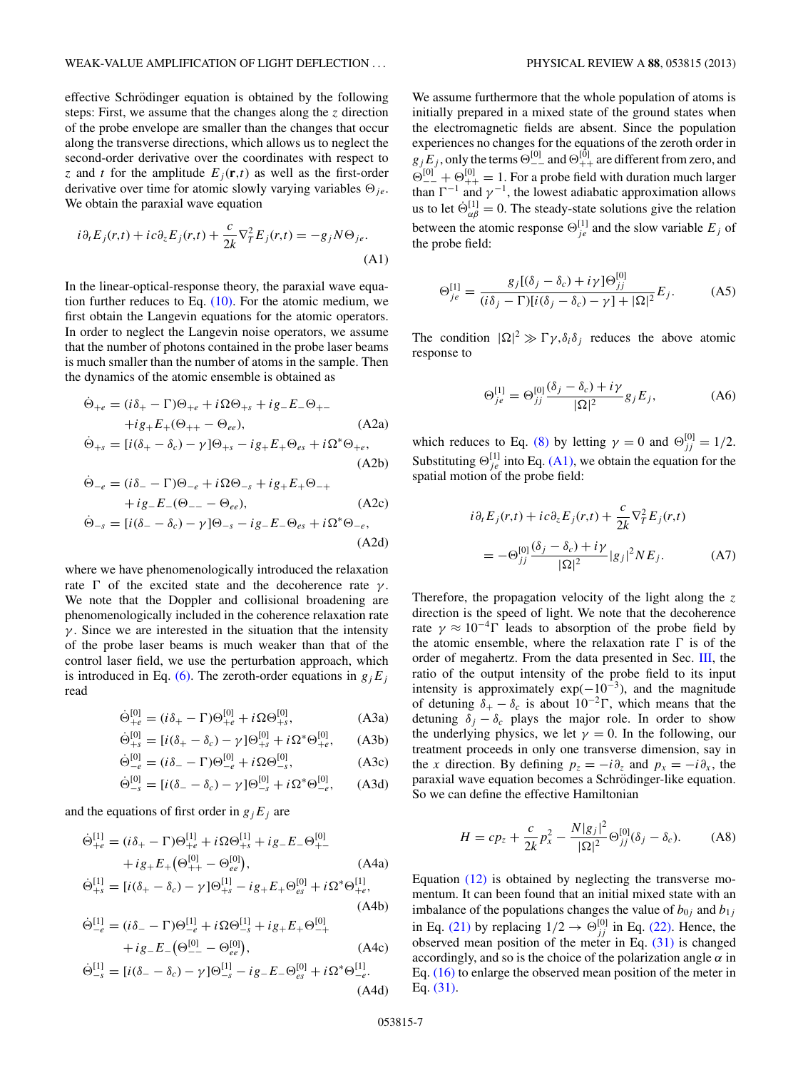effective Schrödinger equation is obtained by the following steps: First, we assume that the changes along the $z$ direction of the probe envelope are smaller than the changes that occur along the transverse directions, which allows us to neglect the second-order derivative over the coordinates with respect to $z$ and $t$ for the amplitude $E_j(\mathbf{r},t)$ as well as the first-order derivative over time for atomic slowly varying variables $\Theta_{je}$. We obtain the paraxial wave equation

$$i\partial_t E_j(r,t) + ic\partial_z E_j(r,t) + \frac{c}{2k}\nabla_T^2 E_j(r,t) = -g_j N \Theta_{je}. \tag{A1}$$

In the linear-optical-response theory, the paraxial wave equation further reduces to Eq. (10). For the atomic medium, we first obtain the Langevin equations for the atomic operators. In order to neglect the Langevin noise operators, we assume that the number of photons contained in the probe laser beams is much smaller than the number of atoms in the sample. Then the dynamics of the atomic ensemble is obtained as

$$\dot{\Theta}_{+e} = (i\delta_+ - \Gamma)\Theta_{+e} + i\Omega\Theta_{+s} + ig_- E_- \Theta_{+-} + ig_+ E_+(\Theta_{++} - \Theta_{ee}), \tag{A2a}$$

$$\dot{\Theta}_{+s} = [i(\delta_+ - \delta_c) - \gamma]\Theta_{+s} - ig_+ E_+ \Theta_{es} + i\Omega^* \Theta_{+e}, \tag{A2b}$$

$$\dot{\Theta}_{-e} = (i\delta_- - \Gamma)\Theta_{-e} + i\Omega\Theta_{-s} + ig_+ E_+ \Theta_{-+} + ig_- E_-(\Theta_{--} - \Theta_{ee}), \tag{A2c}$$

$$\dot{\Theta}_{-s} = [i(\delta_- - \delta_c) - \gamma]\Theta_{-s} - ig_- E_- \Theta_{es} + i\Omega^* \Theta_{-e}, \tag{A2d}$$

where we have phenomenologically introduced the relaxation rate $\Gamma$ of the excited state and the decoherence rate $\gamma$. We note that the Doppler and collisional broadening are phenomenologically included in the coherence relaxation rate $\gamma$. Since we are interested in the situation that the intensity of the probe laser beams is much weaker than that of the control laser field, we use the perturbation approach, which is introduced in Eq. (6). The zeroth-order equations in $g_j E_j$ read

$$\dot{\Theta}_{+e}^{[0]} = (i\delta_+ - \Gamma)\Theta_{+e}^{[0]} + i\Omega\Theta_{+s}^{[0]}, \tag{A3a}$$

$$\dot{\Theta}_{+s}^{[0]} = [i(\delta_+ - \delta_c) - \gamma]\Theta_{+s}^{[0]} + i\Omega^*\Theta_{+e}^{[0]}, \tag{A3b}$$

$$\dot{\Theta}_{-e}^{[0]} = (i\delta_- - \Gamma)\Theta_{-e}^{[0]} + i\Omega\Theta_{-s}^{[0]}, \tag{A3c}$$

$$\dot{\Theta}_{-s}^{[0]} = [i(\delta_- - \delta_c) - \gamma]\Theta_{-s}^{[0]} + i\Omega^*\Theta_{-e}^{[0]}, \tag{A3d}$$

and the equations of first order in $g_j E_j$ are

$$\dot{\Theta}_{+e}^{[1]} = (i\delta_+ - \Gamma)\Theta_{+e}^{[1]} + i\Omega\Theta_{+s}^{[1]} + ig_- E_- \Theta_{+-}^{[0]} + ig_+ E_+\big(\Theta_{++}^{[0]} - \Theta_{ee}^{[0]}\big), \tag{A4a}$$

$$\dot{\Theta}_{+s}^{[1]} = [i(\delta_+ - \delta_c) - \gamma]\Theta_{+s}^{[1]} - ig_+ E_+ \Theta_{es}^{[0]} + i\Omega^*\Theta_{+e}^{[1]}, \tag{A4b}$$

$$\dot{\Theta}_{-e}^{[1]} = (i\delta_- - \Gamma)\Theta_{-e}^{[1]} + i\Omega\Theta_{-s}^{[1]} + ig_+ E_+ \Theta_{-+}^{[0]} + ig_- E_-\big(\Theta_{--}^{[0]} - \Theta_{ee}^{[0]}\big), \tag{A4c}$$

$$\dot{\Theta}_{-s}^{[1]} = [i(\delta_- - \delta_c) - \gamma]\Theta_{-s}^{[1]} - ig_- E_- \Theta_{es}^{[0]} + i\Omega^*\Theta_{-e}^{[1]}. \tag{A4d}$$

We assume furthermore that the whole population of atoms is initially prepared in a mixed state of the ground states when the electromagnetic fields are absent. Since the population experiences no changes for the equations of the zeroth order in $g_j E_j$, only the terms $\Theta_{--}^{[0]}$ and $\Theta_{++}^{[0]}$ are different from zero, and $\Theta_{--}^{[0]} + \Theta_{++}^{[0]} = 1$. For a probe field with duration much larger than $\Gamma^{-1}$ and $\gamma^{-1}$, the lowest adiabatic approximation allows us to let $\dot{\Theta}_{\alpha\beta}^{[1]} = 0$. The steady-state solutions give the relation between the atomic response $\Theta_{je}^{[1]}$ and the slow variable $E_j$ of the probe field:

$$\Theta_{je}^{[1]} = \frac{g_j[(\delta_j - \delta_c) + i\gamma]\Theta_{jj}^{[0]}}{(i\delta_j - \Gamma)[i(\delta_j - \delta_c) - \gamma] + |\Omega|^2} E_j. \tag{A5}$$

The condition $|\Omega|^2 \gg \Gamma\gamma, \delta_i\delta_j$ reduces the above atomic response to

$$\Theta_{je}^{[1]} = \Theta_{jj}^{[0]} \frac{(\delta_j - \delta_c) + i\gamma}{|\Omega|^2} g_j E_j, \tag{A6}$$

which reduces to Eq. (8) by letting $\gamma = 0$ and $\Theta_{jj}^{[0]} = 1/2$. Substituting $\Theta_{je}^{[1]}$ into Eq. (A1), we obtain the equation for the spatial motion of the probe field:

$$i\partial_t E_j(r,t) + ic\partial_z E_j(r,t) + \frac{c}{2k}\nabla_T^2 E_j(r,t) = -\Theta_{jj}^{[0]} \frac{(\delta_j - \delta_c) + i\gamma}{|\Omega|^2} |g_j|^2 N E_j. \tag{A7}$$

Therefore, the propagation velocity of the light along the $z$ direction is the speed of light. We note that the decoherence rate $\gamma \approx 10^{-4}\Gamma$ leads to absorption of the probe field by the atomic ensemble, where the relaxation rate $\Gamma$ is of the order of megahertz. From the data presented in Sec. III, the ratio of the output intensity of the probe field to its input intensity is approximately $\exp(-10^{-3})$, and the magnitude of detuning $\delta_+ - \delta_c$ is about $10^{-2}\Gamma$, which means that the detuning $\delta_j - \delta_c$ plays the major role. In order to show the underlying physics, we let $\gamma = 0$. In the following, our treatment proceeds in only one transverse dimension, say in the $x$ direction. By defining $p_z = -i\partial_z$ and $p_x = -i\partial_x$, the paraxial wave equation becomes a Schrödinger-like equation. So we can define the effective Hamiltonian

$$H = cp_z + \frac{c}{2k}p_x^2 - \frac{N|g_j|^2}{|\Omega|^2}\Theta_{jj}^{[0]}(\delta_j - \delta_c). \tag{A8}$$

Equation (12) is obtained by neglecting the transverse momentum. It can been found that an initial mixed state with an imbalance of the populations changes the value of $b_{0j}$ and $b_{1j}$ in Eq. (21) by replacing $1/2 \to \Theta_{jj}^{[0]}$ in Eq. (22). Hence, the observed mean position of the meter in Eq. (31) is changed accordingly, and so is the choice of the polarization angle $\alpha$ in Eq. (16) to enlarge the observed mean position of the meter in Eq. (31).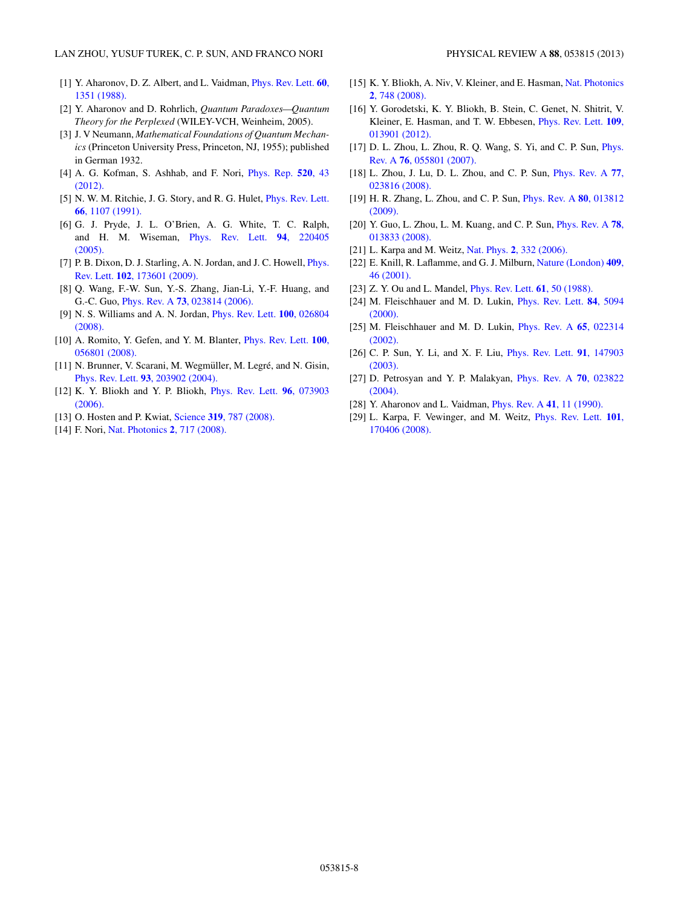[1] Y. Aharonov, D. Z. Albert, and L. Vaidman, Phys. Rev. Lett. **60**, 1351 (1988).

[2] Y. Aharonov and D. Rohrlich, *Quantum Paradoxes—Quantum Theory for the Perplexed* (WILEY-VCH, Weinheim, 2005).

[3] J. V Neumann, *Mathematical Foundations of Quantum Mechanics* (Princeton University Press, Princeton, NJ, 1955); published in German 1932.

[4] A. G. Kofman, S. Ashhab, and F. Nori, Phys. Rep. **520**, 43 (2012).

[5] N. W. M. Ritchie, J. G. Story, and R. G. Hulet, Phys. Rev. Lett. **66**, 1107 (1991).

[6] G. J. Pryde, J. L. O'Brien, A. G. White, T. C. Ralph, and H. M. Wiseman, Phys. Rev. Lett. **94**, 220405 (2005).

[7] P. B. Dixon, D. J. Starling, A. N. Jordan, and J. C. Howell, Phys. Rev. Lett. **102**, 173601 (2009).

[8] Q. Wang, F.-W. Sun, Y.-S. Zhang, Jian-Li, Y.-F. Huang, and G.-C. Guo, Phys. Rev. A **73**, 023814 (2006).

[9] N. S. Williams and A. N. Jordan, Phys. Rev. Lett. **100**, 026804 (2008).

[10] A. Romito, Y. Gefen, and Y. M. Blanter, Phys. Rev. Lett. **100**, 056801 (2008).

[11] N. Brunner, V. Scarani, M. Wegmüller, M. Legré, and N. Gisin, Phys. Rev. Lett. **93**, 203902 (2004).

[12] K. Y. Bliokh and Y. P. Bliokh, Phys. Rev. Lett. **96**, 073903 (2006).

[13] O. Hosten and P. Kwiat, Science **319**, 787 (2008).

[14] F. Nori, Nat. Photonics **2**, 717 (2008).

[15] K. Y. Bliokh, A. Niv, V. Kleiner, and E. Hasman, Nat. Photonics **2**, 748 (2008).

[16] Y. Gorodetski, K. Y. Bliokh, B. Stein, C. Genet, N. Shitrit, V. Kleiner, E. Hasman, and T. W. Ebbesen, Phys. Rev. Lett. **109**, 013901 (2012).

[17] D. L. Zhou, L. Zhou, R. Q. Wang, S. Yi, and C. P. Sun, Phys. Rev. A **76**, 055801 (2007).

[18] L. Zhou, J. Lu, D. L. Zhou, and C. P. Sun, Phys. Rev. A **77**, 023816 (2008).

[19] H. R. Zhang, L. Zhou, and C. P. Sun, Phys. Rev. A **80**, 013812 (2009).

[20] Y. Guo, L. Zhou, L. M. Kuang, and C. P. Sun, Phys. Rev. A **78**, 013833 (2008).

[21] L. Karpa and M. Weitz, Nat. Phys. **2**, 332 (2006).

[22] E. Knill, R. Laflamme, and G. J. Milburn, Nature (London) **409**, 46 (2001).

[23] Z. Y. Ou and L. Mandel, Phys. Rev. Lett. **61**, 50 (1988).

[24] M. Fleischhauer and M. D. Lukin, Phys. Rev. Lett. **84**, 5094 (2000).

[25] M. Fleischhauer and M. D. Lukin, Phys. Rev. A **65**, 022314 (2002).

[26] C. P. Sun, Y. Li, and X. F. Liu, Phys. Rev. Lett. **91**, 147903 (2003).

[27] D. Petrosyan and Y. P. Malakyan, Phys. Rev. A **70**, 023822 (2004).

[28] Y. Aharonov and L. Vaidman, Phys. Rev. A **41**, 11 (1990).

[29] L. Karpa, F. Vewinger, and M. Weitz, Phys. Rev. Lett. **101**, 170406 (2008).